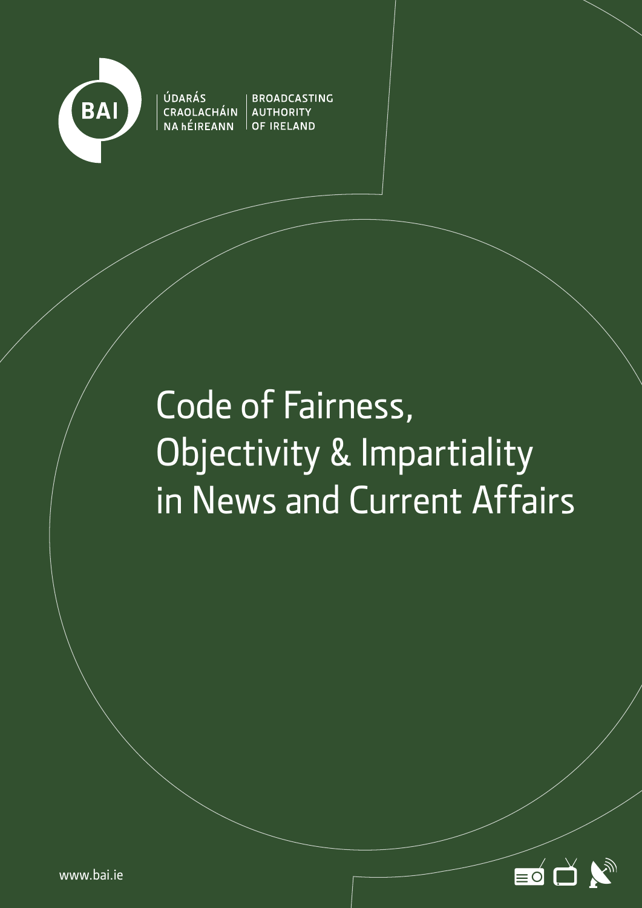ÚDARÁS CRAOLACHÁIN NA hÉIREANN | BROADCASTING AUTHORITY OF IRELAND

# Code of Fairness, Objectivity & Impartiality in News and Current Affairs

www.bai.ie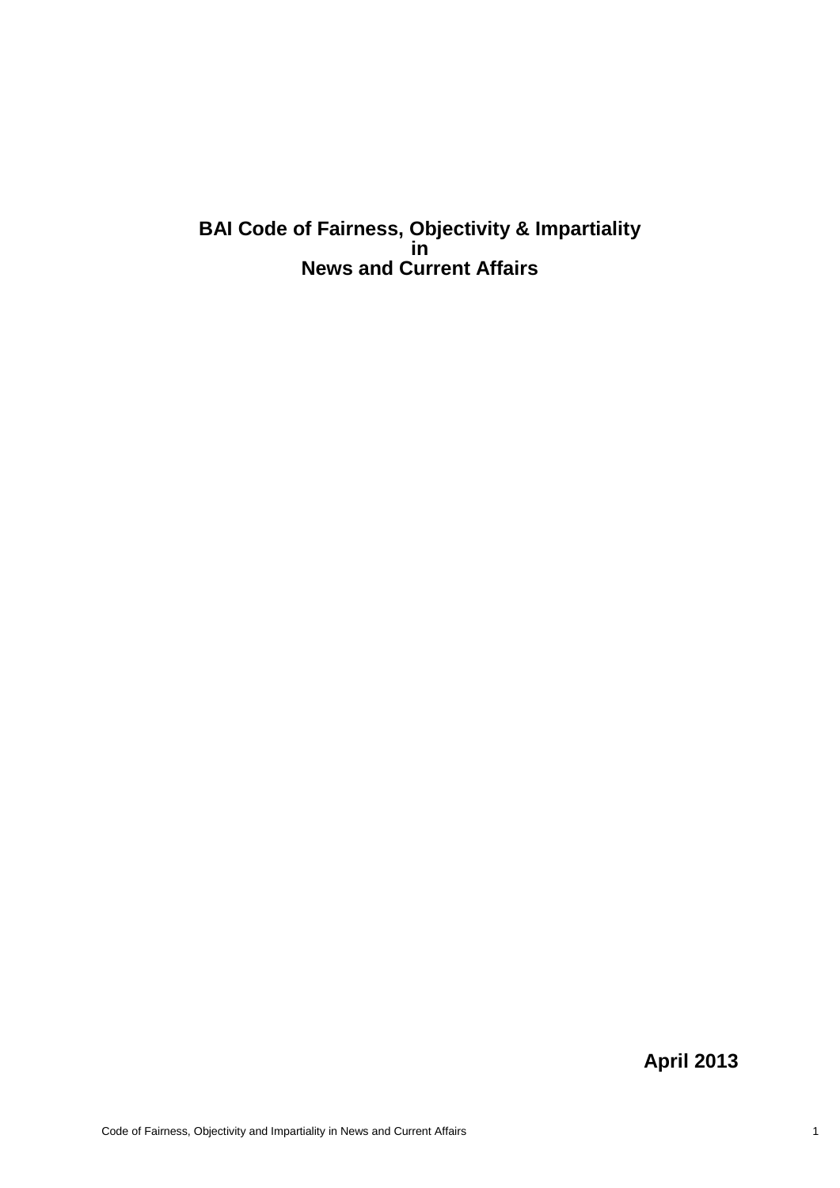# BAI Code of Fairness, Objectivity & Impartiality in News and Current Affairs

**April 2013**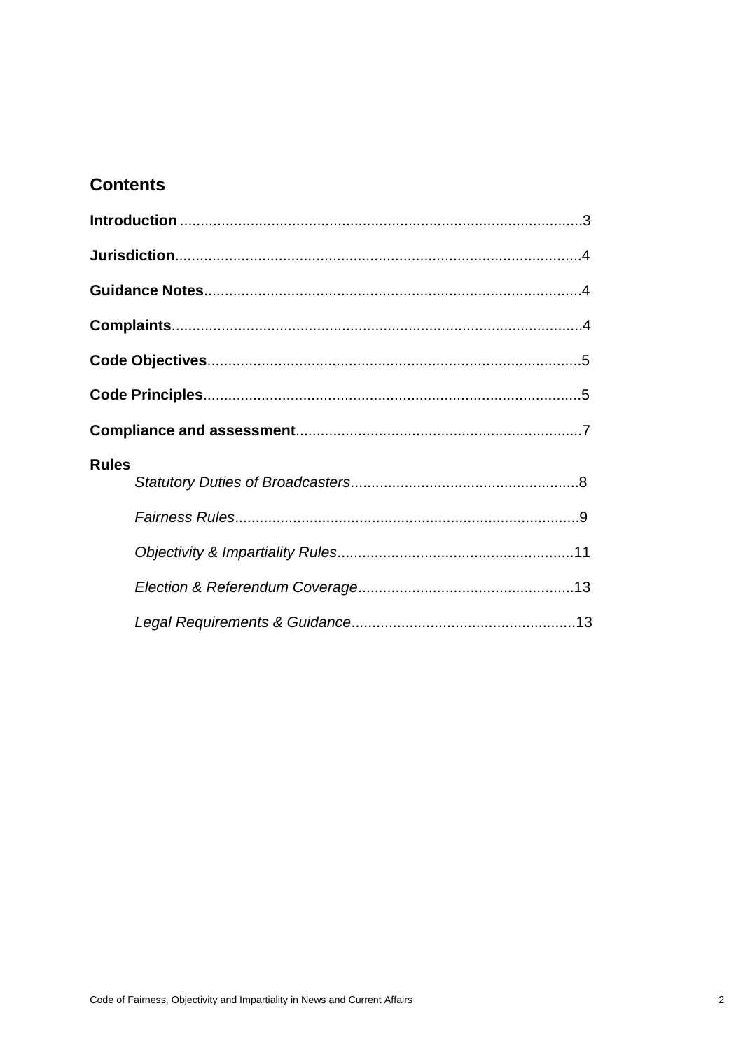## Contents

**Introduction** ................................................................................................3

**Jurisdiction**................................................................................................4

**Guidance Notes**..........................................................................................4

**Complaints**..................................................................................................4

**Code Objectives**.........................................................................................5

**Code Principles**..........................................................................................5

**Compliance and assessment**....................................................................7

**Rules**

- *Statutory Duties of Broadcasters*.......................................................8
- *Fairness Rules*..................................................................................9
- *Objectivity & Impartiality Rules*.........................................................11
- *Election & Referendum Coverage*....................................................13
- *Legal Requirements & Guidance*......................................................13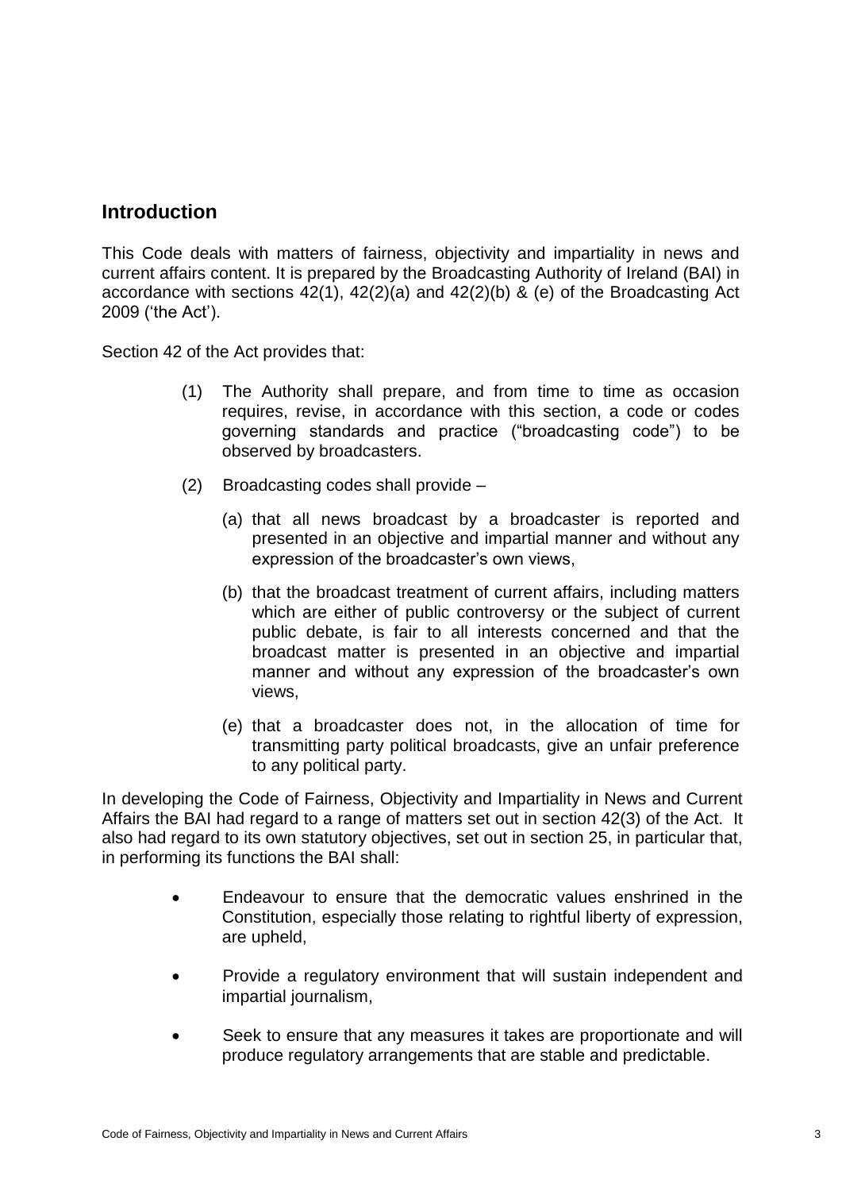## Introduction

This Code deals with matters of fairness, objectivity and impartiality in news and current affairs content. It is prepared by the Broadcasting Authority of Ireland (BAI) in accordance with sections 42(1), 42(2)(a) and 42(2)(b) & (e) of the Broadcasting Act 2009 ('the Act').

Section 42 of the Act provides that:

> (1) The Authority shall prepare, and from time to time as occasion requires, revise, in accordance with this section, a code or codes governing standards and practice ("broadcasting code") to be observed by broadcasters.
>
> (2) Broadcasting codes shall provide –
>
> (a) that all news broadcast by a broadcaster is reported and presented in an objective and impartial manner and without any expression of the broadcaster's own views,
>
> (b) that the broadcast treatment of current affairs, including matters which are either of public controversy or the subject of current public debate, is fair to all interests concerned and that the broadcast matter is presented in an objective and impartial manner and without any expression of the broadcaster's own views,
>
> (e) that a broadcaster does not, in the allocation of time for transmitting party political broadcasts, give an unfair preference to any political party.

In developing the Code of Fairness, Objectivity and Impartiality in News and Current Affairs the BAI had regard to a range of matters set out in section 42(3) of the Act. It also had regard to its own statutory objectives, set out in section 25, in particular that, in performing its functions the BAI shall:

- Endeavour to ensure that the democratic values enshrined in the Constitution, especially those relating to rightful liberty of expression, are upheld,
- Provide a regulatory environment that will sustain independent and impartial journalism,
- Seek to ensure that any measures it takes are proportionate and will produce regulatory arrangements that are stable and predictable.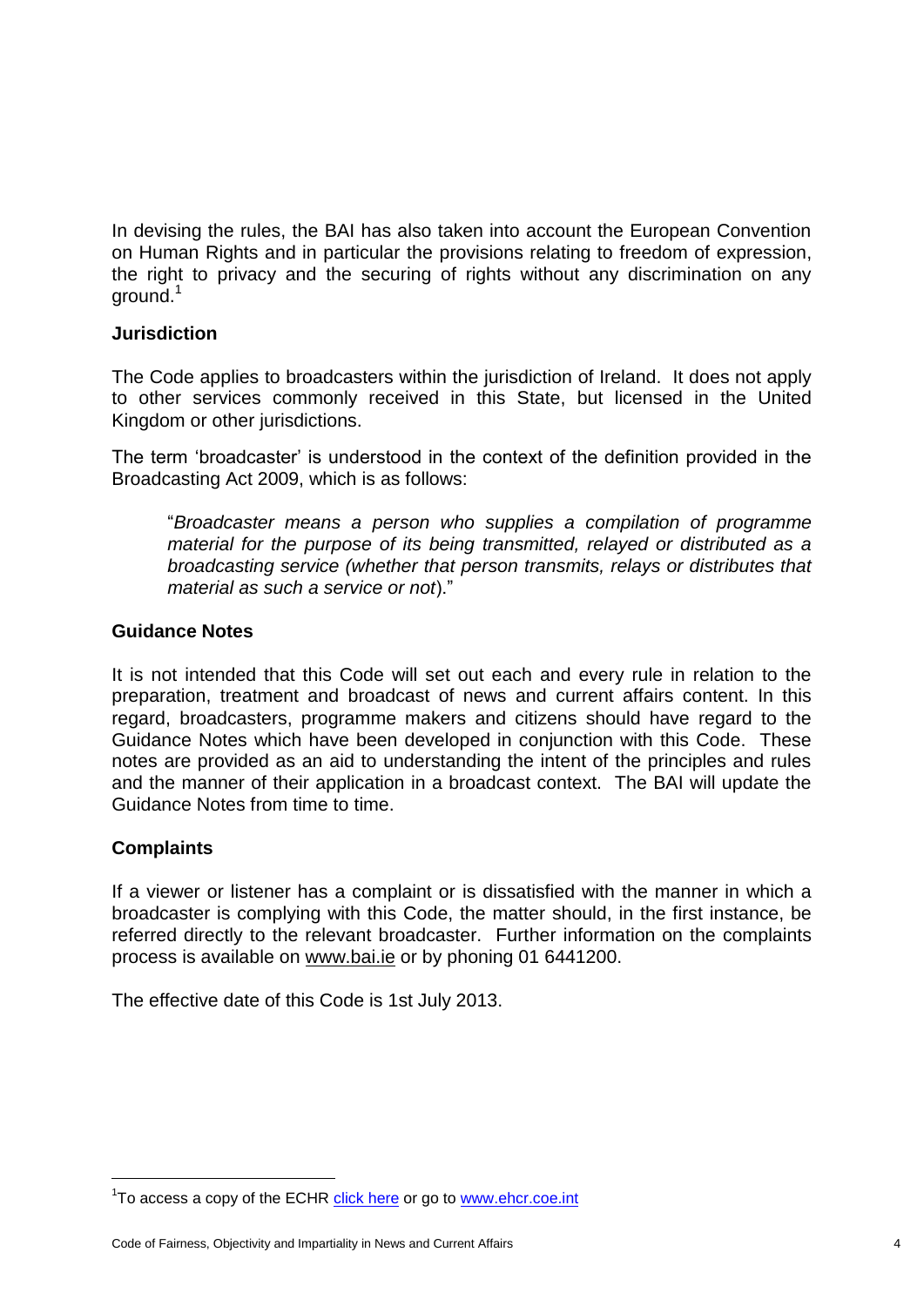In devising the rules, the BAI has also taken into account the European Convention on Human Rights and in particular the provisions relating to freedom of expression, the right to privacy and the securing of rights without any discrimination on any ground.[1]

**Jurisdiction**

The Code applies to broadcasters within the jurisdiction of Ireland. It does not apply to other services commonly received in this State, but licensed in the United Kingdom or other jurisdictions.

The term 'broadcaster' is understood in the context of the definition provided in the Broadcasting Act 2009, which is as follows:

> "*Broadcaster means a person who supplies a compilation of programme material for the purpose of its being transmitted, relayed or distributed as a broadcasting service (whether that person transmits, relays or distributes that material as such a service or not*)."

**Guidance Notes**

It is not intended that this Code will set out each and every rule in relation to the preparation, treatment and broadcast of news and current affairs content. In this regard, broadcasters, programme makers and citizens should have regard to the Guidance Notes which have been developed in conjunction with this Code. These notes are provided as an aid to understanding the intent of the principles and rules and the manner of their application in a broadcast context. The BAI will update the Guidance Notes from time to time.

**Complaints**

If a viewer or listener has a complaint or is dissatisfied with the manner in which a broadcaster is complying with this Code, the matter should, in the first instance, be referred directly to the relevant broadcaster. Further information on the complaints process is available on www.bai.ie or by phoning 01 6441200.

The effective date of this Code is 1st July 2013.

---

[1] To access a copy of the ECHR click here or go to www.ehcr.coe.int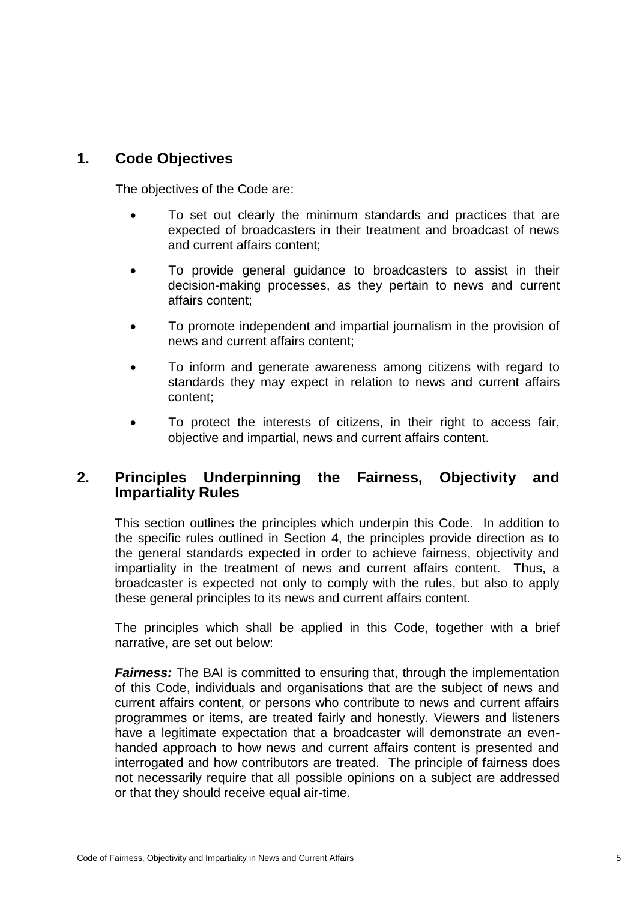## 1. Code Objectives

The objectives of the Code are:

- To set out clearly the minimum standards and practices that are expected of broadcasters in their treatment and broadcast of news and current affairs content;
- To provide general guidance to broadcasters to assist in their decision-making processes, as they pertain to news and current affairs content;
- To promote independent and impartial journalism in the provision of news and current affairs content;
- To inform and generate awareness among citizens with regard to standards they may expect in relation to news and current affairs content;
- To protect the interests of citizens, in their right to access fair, objective and impartial, news and current affairs content.

## 2. Principles Underpinning the Fairness, Objectivity and Impartiality Rules

This section outlines the principles which underpin this Code. In addition to the specific rules outlined in Section 4, the principles provide direction as to the general standards expected in order to achieve fairness, objectivity and impartiality in the treatment of news and current affairs content. Thus, a broadcaster is expected not only to comply with the rules, but also to apply these general principles to its news and current affairs content.

The principles which shall be applied in this Code, together with a brief narrative, are set out below:

***Fairness:*** The BAI is committed to ensuring that, through the implementation of this Code, individuals and organisations that are the subject of news and current affairs content, or persons who contribute to news and current affairs programmes or items, are treated fairly and honestly. Viewers and listeners have a legitimate expectation that a broadcaster will demonstrate an even-handed approach to how news and current affairs content is presented and interrogated and how contributors are treated. The principle of fairness does not necessarily require that all possible opinions on a subject are addressed or that they should receive equal air-time.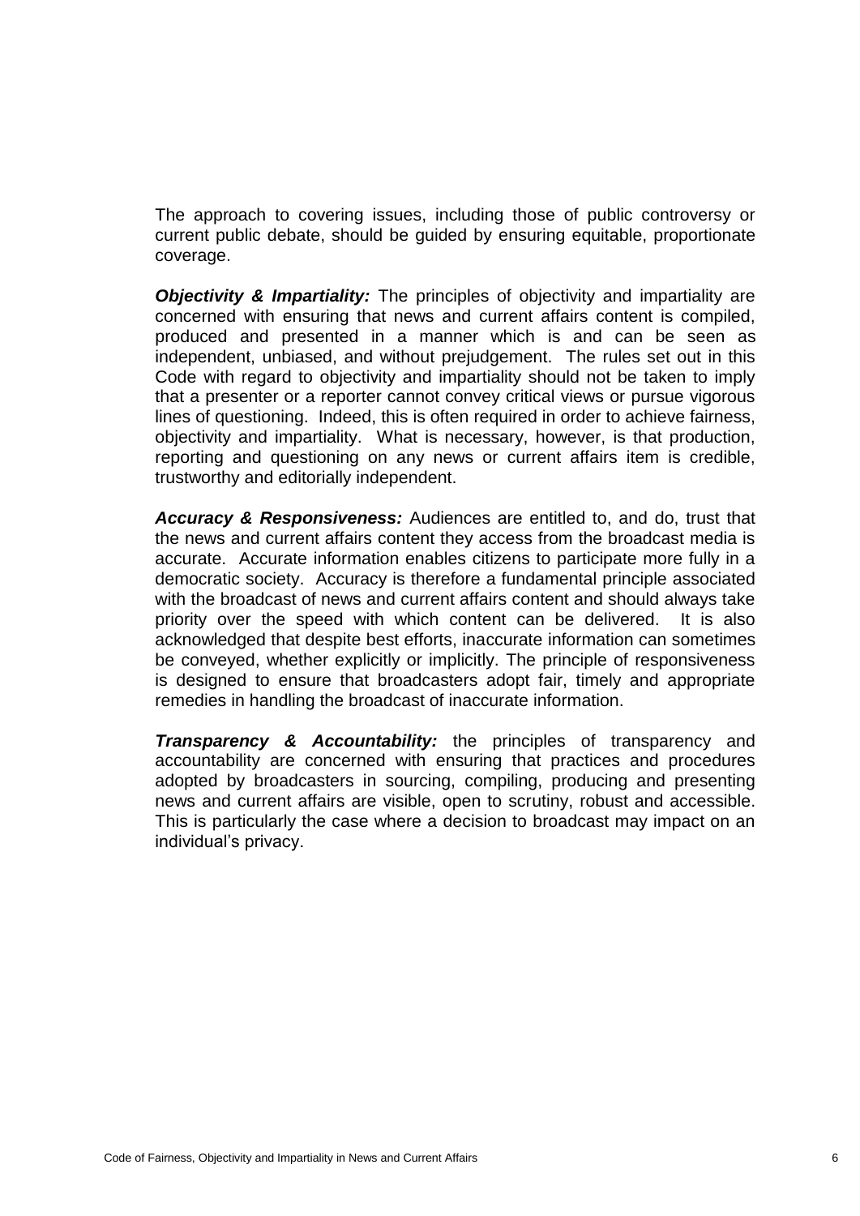The approach to covering issues, including those of public controversy or current public debate, should be guided by ensuring equitable, proportionate coverage.

***Objectivity & Impartiality:*** The principles of objectivity and impartiality are concerned with ensuring that news and current affairs content is compiled, produced and presented in a manner which is and can be seen as independent, unbiased, and without prejudgement. The rules set out in this Code with regard to objectivity and impartiality should not be taken to imply that a presenter or a reporter cannot convey critical views or pursue vigorous lines of questioning. Indeed, this is often required in order to achieve fairness, objectivity and impartiality. What is necessary, however, is that production, reporting and questioning on any news or current affairs item is credible, trustworthy and editorially independent.

***Accuracy & Responsiveness:*** Audiences are entitled to, and do, trust that the news and current affairs content they access from the broadcast media is accurate. Accurate information enables citizens to participate more fully in a democratic society. Accuracy is therefore a fundamental principle associated with the broadcast of news and current affairs content and should always take priority over the speed with which content can be delivered. It is also acknowledged that despite best efforts, inaccurate information can sometimes be conveyed, whether explicitly or implicitly. The principle of responsiveness is designed to ensure that broadcasters adopt fair, timely and appropriate remedies in handling the broadcast of inaccurate information.

***Transparency & Accountability:*** the principles of transparency and accountability are concerned with ensuring that practices and procedures adopted by broadcasters in sourcing, compiling, producing and presenting news and current affairs are visible, open to scrutiny, robust and accessible. This is particularly the case where a decision to broadcast may impact on an individual's privacy.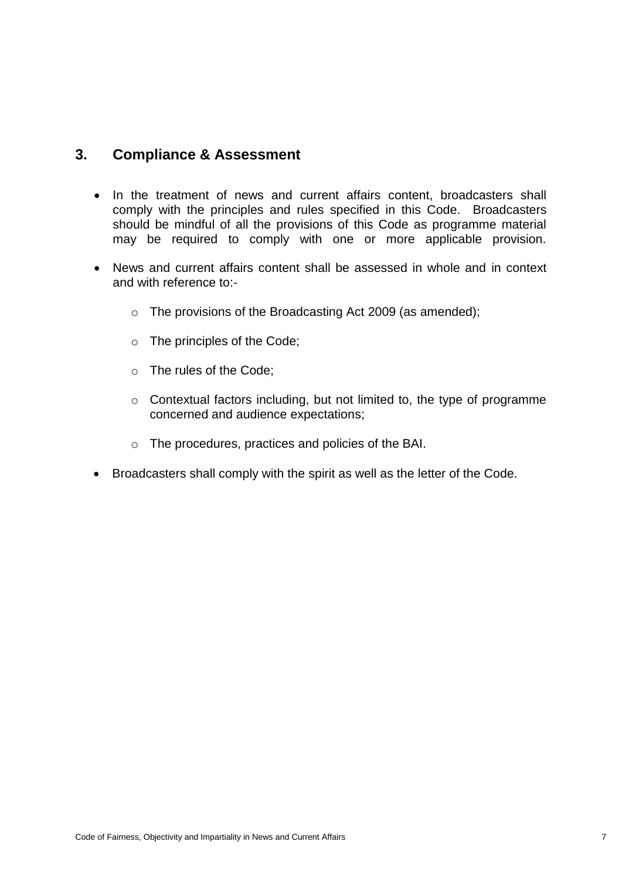## 3. Compliance & Assessment

- In the treatment of news and current affairs content, broadcasters shall comply with the principles and rules specified in this Code. Broadcasters should be mindful of all the provisions of this Code as programme material may be required to comply with one or more applicable provision.
- News and current affairs content shall be assessed in whole and in context and with reference to:-
  - The provisions of the Broadcasting Act 2009 (as amended);
  - The principles of the Code;
  - The rules of the Code;
  - Contextual factors including, but not limited to, the type of programme concerned and audience expectations;
  - The procedures, practices and policies of the BAI.
- Broadcasters shall comply with the spirit as well as the letter of the Code.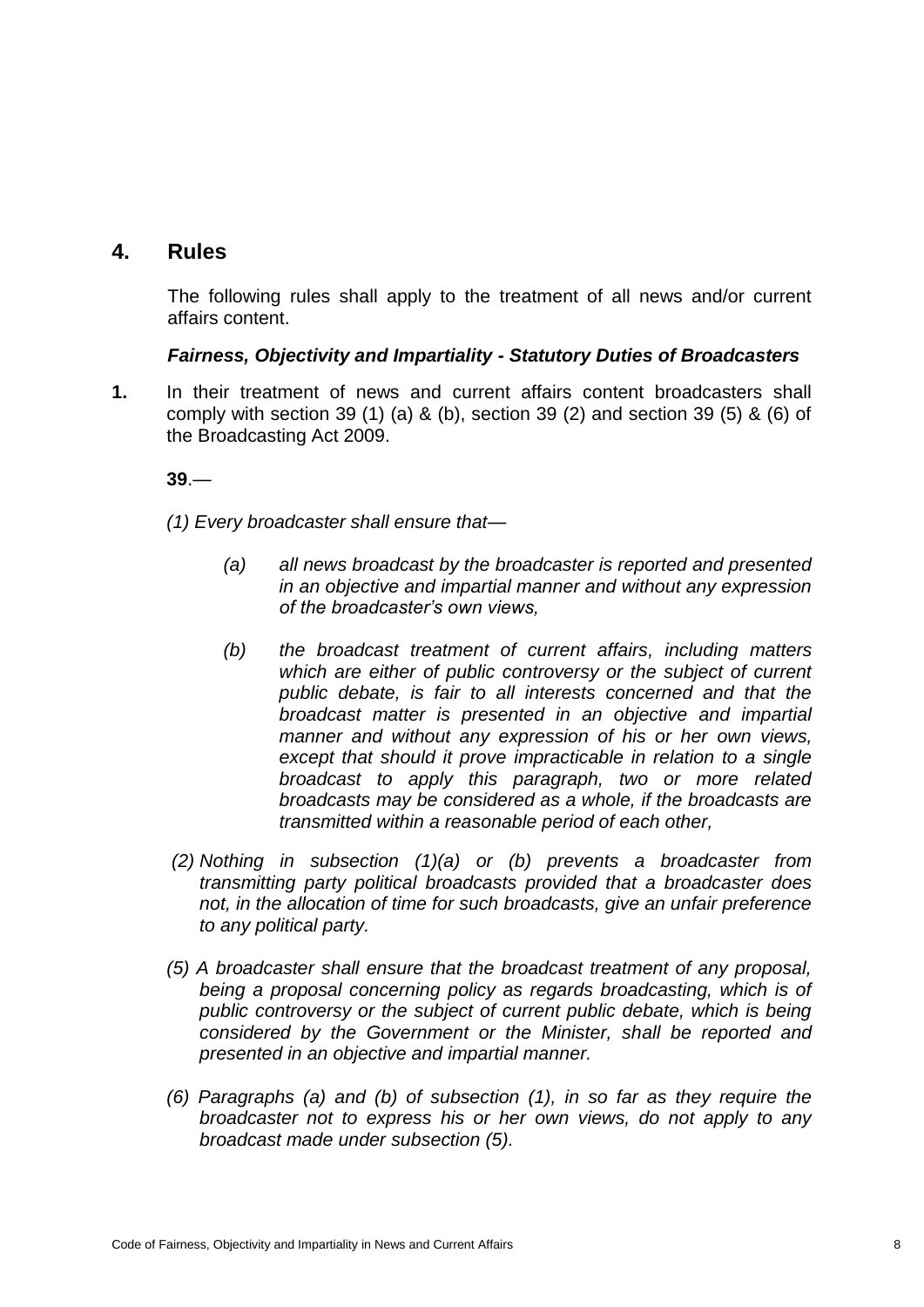## 4. Rules

The following rules shall apply to the treatment of all news and/or current affairs content.

***Fairness, Objectivity and Impartiality - Statutory Duties of Broadcasters***

**1.** In their treatment of news and current affairs content broadcasters shall comply with section 39 (1) (a) & (b), section 39 (2) and section 39 (5) & (6) of the Broadcasting Act 2009.

**39**.—

*(1) Every broadcaster shall ensure that—*

> *(a) all news broadcast by the broadcaster is reported and presented in an objective and impartial manner and without any expression of the broadcaster's own views,*
>
> *(b) the broadcast treatment of current affairs, including matters which are either of public controversy or the subject of current public debate, is fair to all interests concerned and that the broadcast matter is presented in an objective and impartial manner and without any expression of his or her own views, except that should it prove impracticable in relation to a single broadcast to apply this paragraph, two or more related broadcasts may be considered as a whole, if the broadcasts are transmitted within a reasonable period of each other,*

*(2) Nothing in subsection (1)(a) or (b) prevents a broadcaster from transmitting party political broadcasts provided that a broadcaster does not, in the allocation of time for such broadcasts, give an unfair preference to any political party.*

*(5) A broadcaster shall ensure that the broadcast treatment of any proposal, being a proposal concerning policy as regards broadcasting, which is of public controversy or the subject of current public debate, which is being considered by the Government or the Minister, shall be reported and presented in an objective and impartial manner.*

*(6) Paragraphs (a) and (b) of subsection (1), in so far as they require the broadcaster not to express his or her own views, do not apply to any broadcast made under subsection (5).*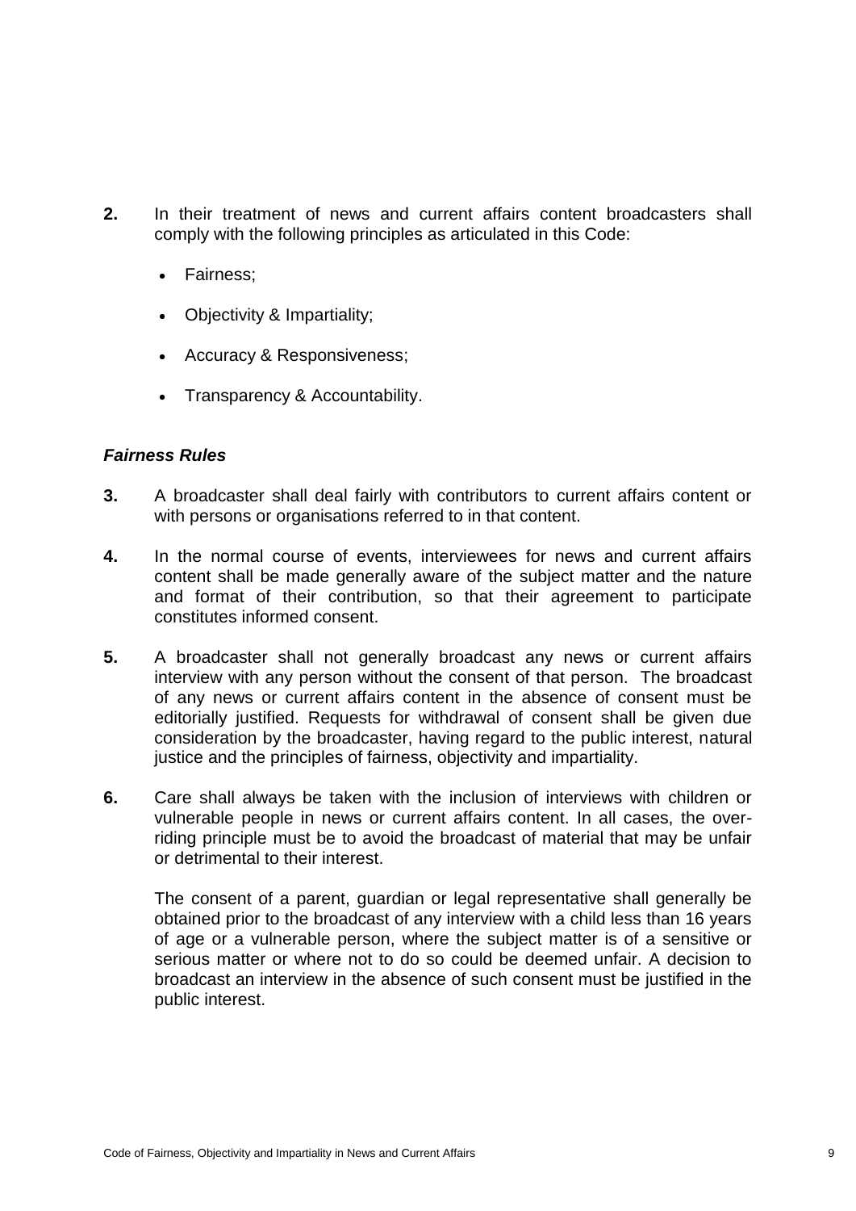**2.** In their treatment of news and current affairs content broadcasters shall comply with the following principles as articulated in this Code:

- Fairness;
- Objectivity & Impartiality;
- Accuracy & Responsiveness;
- Transparency & Accountability.

***Fairness Rules***

**3.** A broadcaster shall deal fairly with contributors to current affairs content or with persons or organisations referred to in that content.

**4.** In the normal course of events, interviewees for news and current affairs content shall be made generally aware of the subject matter and the nature and format of their contribution, so that their agreement to participate constitutes informed consent.

**5.** A broadcaster shall not generally broadcast any news or current affairs interview with any person without the consent of that person. The broadcast of any news or current affairs content in the absence of consent must be editorially justified. Requests for withdrawal of consent shall be given due consideration by the broadcaster, having regard to the public interest, natural justice and the principles of fairness, objectivity and impartiality.

**6.** Care shall always be taken with the inclusion of interviews with children or vulnerable people in news or current affairs content. In all cases, the over-riding principle must be to avoid the broadcast of material that may be unfair or detrimental to their interest.

The consent of a parent, guardian or legal representative shall generally be obtained prior to the broadcast of any interview with a child less than 16 years of age or a vulnerable person, where the subject matter is of a sensitive or serious matter or where not to do so could be deemed unfair. A decision to broadcast an interview in the absence of such consent must be justified in the public interest.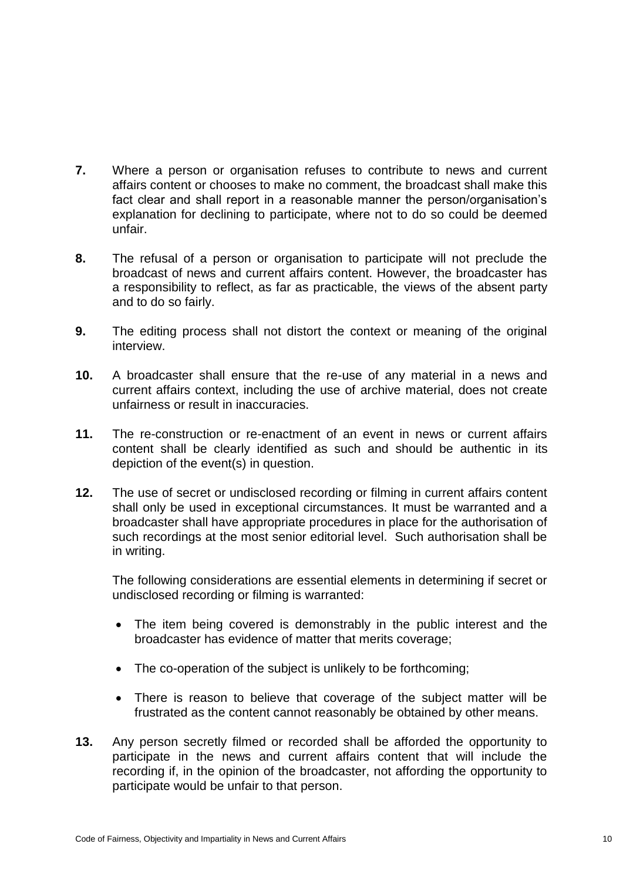**7.** Where a person or organisation refuses to contribute to news and current affairs content or chooses to make no comment, the broadcast shall make this fact clear and shall report in a reasonable manner the person/organisation's explanation for declining to participate, where not to do so could be deemed unfair.

**8.** The refusal of a person or organisation to participate will not preclude the broadcast of news and current affairs content. However, the broadcaster has a responsibility to reflect, as far as practicable, the views of the absent party and to do so fairly.

**9.** The editing process shall not distort the context or meaning of the original interview.

**10.** A broadcaster shall ensure that the re-use of any material in a news and current affairs context, including the use of archive material, does not create unfairness or result in inaccuracies.

**11.** The re-construction or re-enactment of an event in news or current affairs content shall be clearly identified as such and should be authentic in its depiction of the event(s) in question.

**12.** The use of secret or undisclosed recording or filming in current affairs content shall only be used in exceptional circumstances. It must be warranted and a broadcaster shall have appropriate procedures in place for the authorisation of such recordings at the most senior editorial level. Such authorisation shall be in writing.

The following considerations are essential elements in determining if secret or undisclosed recording or filming is warranted:

- The item being covered is demonstrably in the public interest and the broadcaster has evidence of matter that merits coverage;
- The co-operation of the subject is unlikely to be forthcoming;
- There is reason to believe that coverage of the subject matter will be frustrated as the content cannot reasonably be obtained by other means.

**13.** Any person secretly filmed or recorded shall be afforded the opportunity to participate in the news and current affairs content that will include the recording if, in the opinion of the broadcaster, not affording the opportunity to participate would be unfair to that person.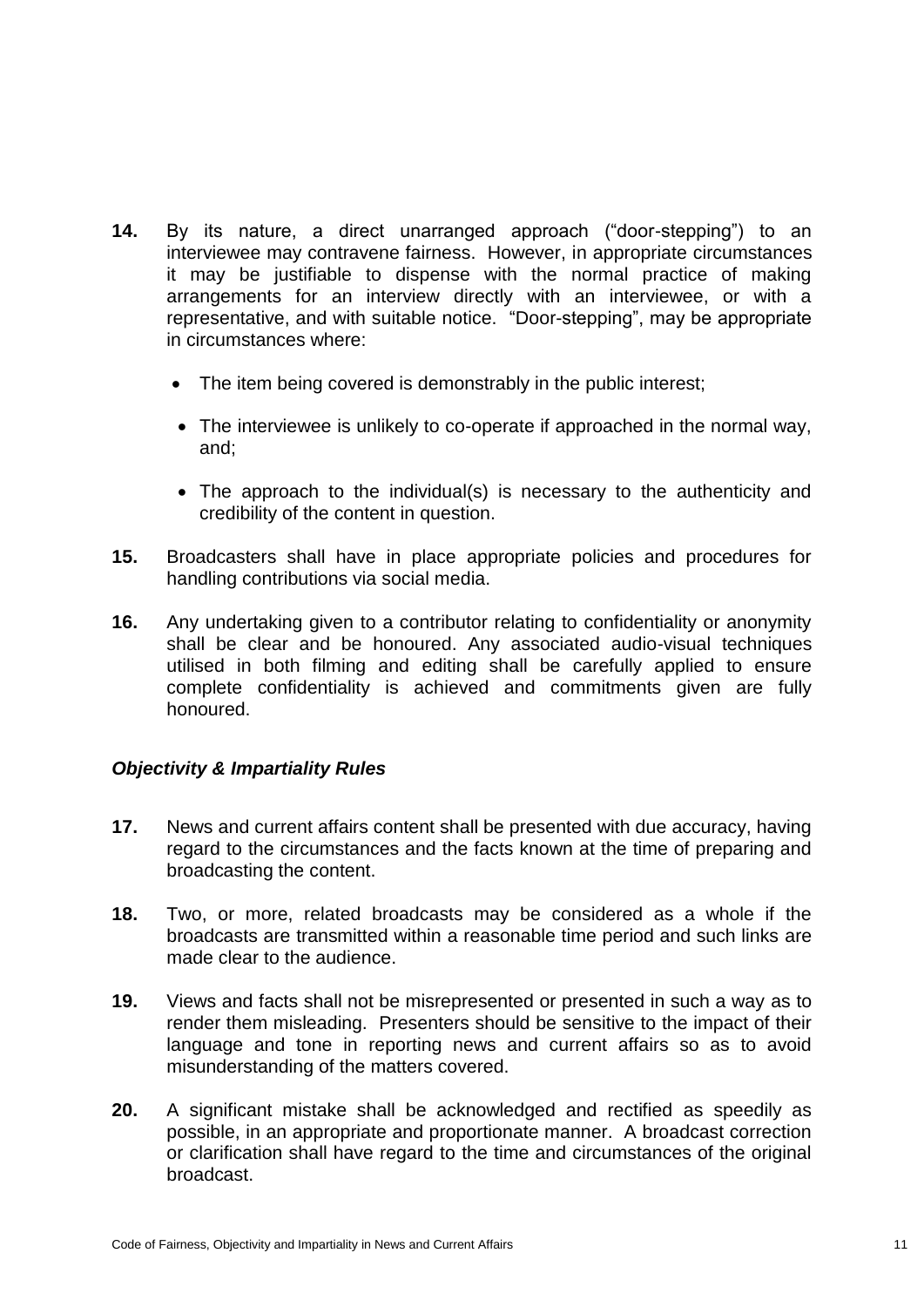**14.** By its nature, a direct unarranged approach ("door-stepping") to an interviewee may contravene fairness. However, in appropriate circumstances it may be justifiable to dispense with the normal practice of making arrangements for an interview directly with an interviewee, or with a representative, and with suitable notice. "Door-stepping", may be appropriate in circumstances where:

- The item being covered is demonstrably in the public interest;
- The interviewee is unlikely to co-operate if approached in the normal way, and;
- The approach to the individual(s) is necessary to the authenticity and credibility of the content in question.

**15.** Broadcasters shall have in place appropriate policies and procedures for handling contributions via social media.

**16.** Any undertaking given to a contributor relating to confidentiality or anonymity shall be clear and be honoured. Any associated audio-visual techniques utilised in both filming and editing shall be carefully applied to ensure complete confidentiality is achieved and commitments given are fully honoured.

### *Objectivity & Impartiality Rules*

**17.** News and current affairs content shall be presented with due accuracy, having regard to the circumstances and the facts known at the time of preparing and broadcasting the content.

**18.** Two, or more, related broadcasts may be considered as a whole if the broadcasts are transmitted within a reasonable time period and such links are made clear to the audience.

**19.** Views and facts shall not be misrepresented or presented in such a way as to render them misleading. Presenters should be sensitive to the impact of their language and tone in reporting news and current affairs so as to avoid misunderstanding of the matters covered.

**20.** A significant mistake shall be acknowledged and rectified as speedily as possible, in an appropriate and proportionate manner. A broadcast correction or clarification shall have regard to the time and circumstances of the original broadcast.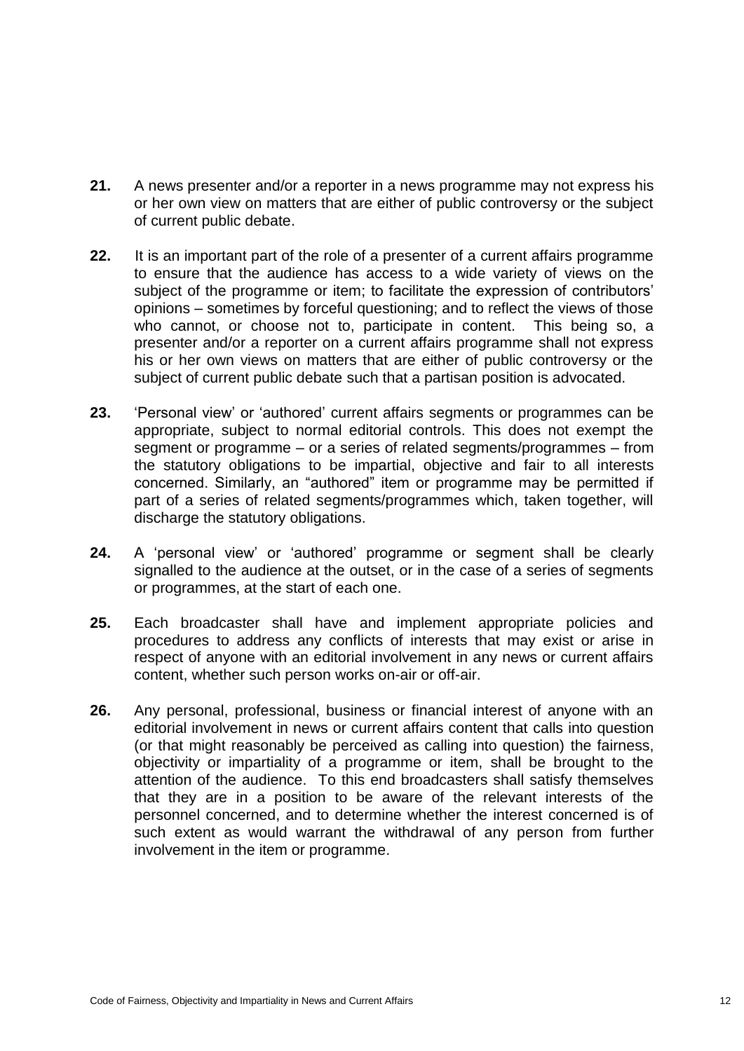**21.** A news presenter and/or a reporter in a news programme may not express his or her own view on matters that are either of public controversy or the subject of current public debate.

**22.** It is an important part of the role of a presenter of a current affairs programme to ensure that the audience has access to a wide variety of views on the subject of the programme or item; to facilitate the expression of contributors' opinions – sometimes by forceful questioning; and to reflect the views of those who cannot, or choose not to, participate in content. This being so, a presenter and/or a reporter on a current affairs programme shall not express his or her own views on matters that are either of public controversy or the subject of current public debate such that a partisan position is advocated.

**23.** 'Personal view' or 'authored' current affairs segments or programmes can be appropriate, subject to normal editorial controls. This does not exempt the segment or programme – or a series of related segments/programmes – from the statutory obligations to be impartial, objective and fair to all interests concerned. Similarly, an "authored" item or programme may be permitted if part of a series of related segments/programmes which, taken together, will discharge the statutory obligations.

**24.** A 'personal view' or 'authored' programme or segment shall be clearly signalled to the audience at the outset, or in the case of a series of segments or programmes, at the start of each one.

**25.** Each broadcaster shall have and implement appropriate policies and procedures to address any conflicts of interests that may exist or arise in respect of anyone with an editorial involvement in any news or current affairs content, whether such person works on-air or off-air.

**26.** Any personal, professional, business or financial interest of anyone with an editorial involvement in news or current affairs content that calls into question (or that might reasonably be perceived as calling into question) the fairness, objectivity or impartiality of a programme or item, shall be brought to the attention of the audience. To this end broadcasters shall satisfy themselves that they are in a position to be aware of the relevant interests of the personnel concerned, and to determine whether the interest concerned is of such extent as would warrant the withdrawal of any person from further involvement in the item or programme.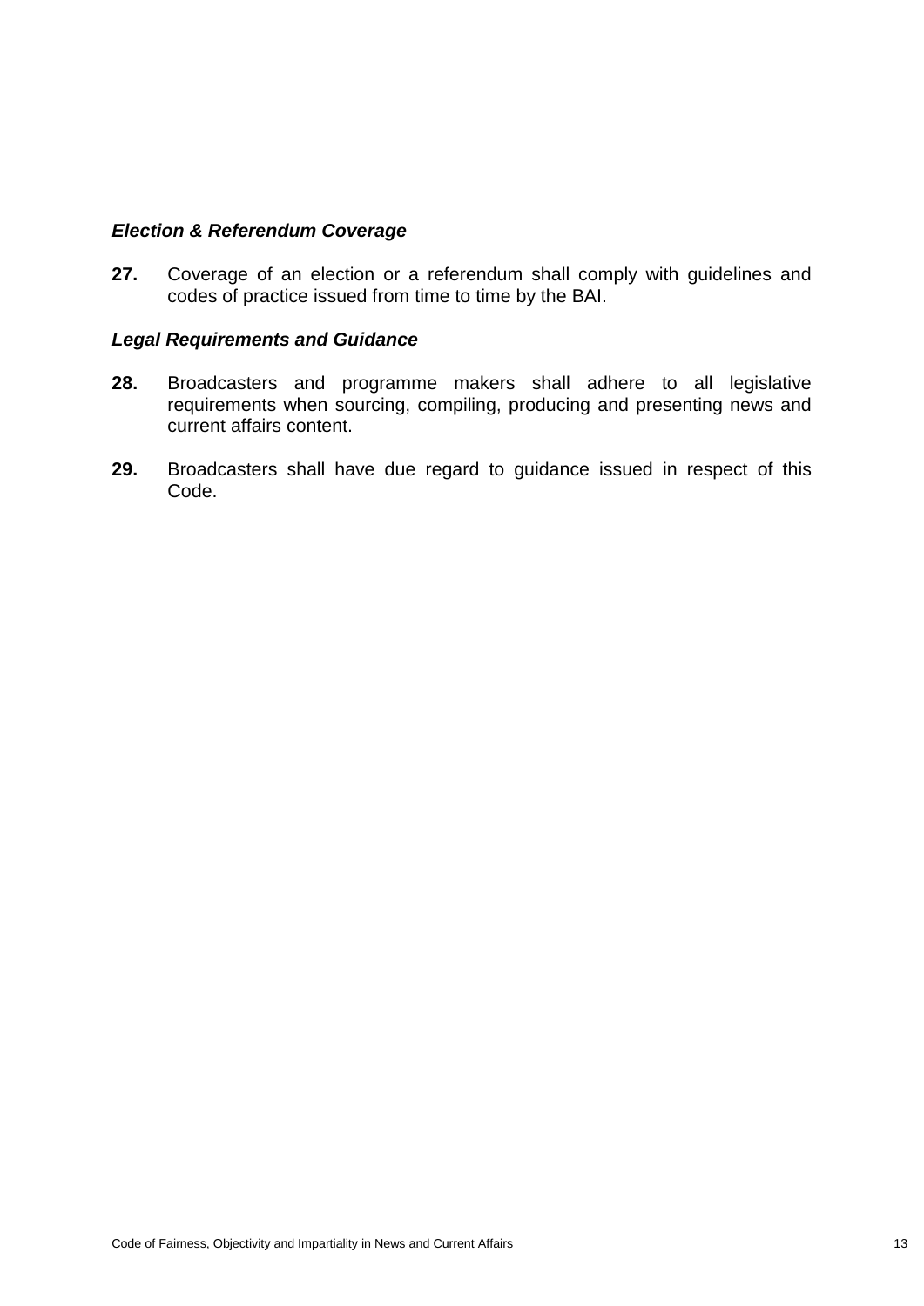***Election & Referendum Coverage***

**27.** Coverage of an election or a referendum shall comply with guidelines and codes of practice issued from time to time by the BAI.

***Legal Requirements and Guidance***

**28.** Broadcasters and programme makers shall adhere to all legislative requirements when sourcing, compiling, producing and presenting news and current affairs content.

**29.** Broadcasters shall have due regard to guidance issued in respect of this Code.